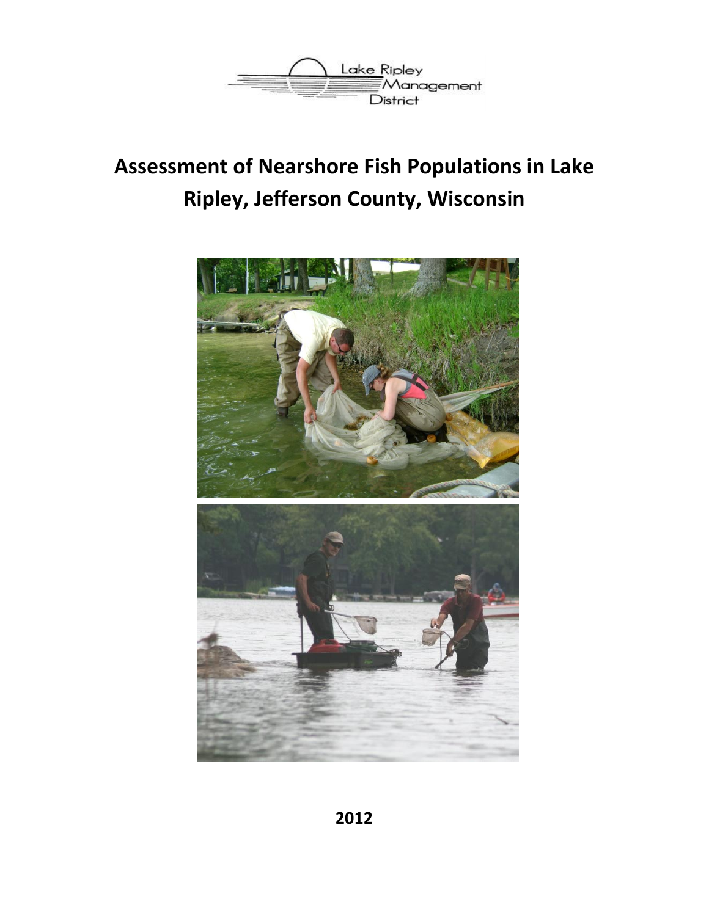Lake Ripley Management District

# Assessment of Nearshore Fish Populations in Lake Ripley, Jefferson County, Wisconsin

2012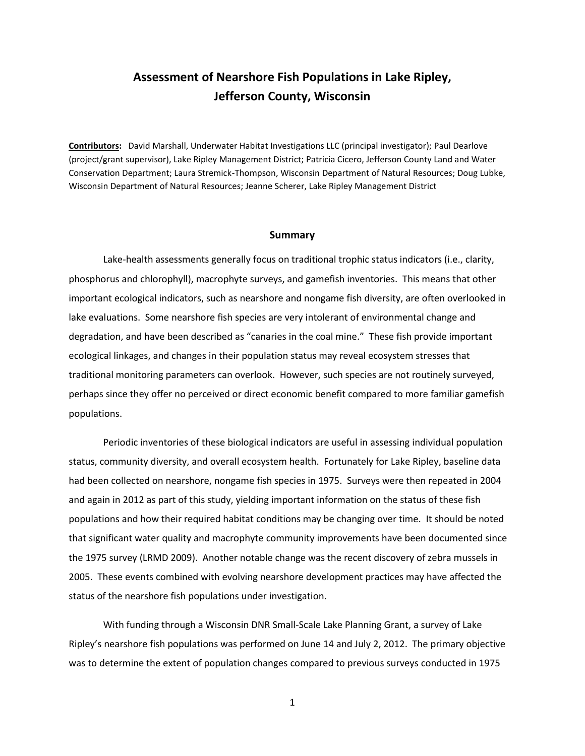# Assessment of Nearshore Fish Populations in Lake Ripley, Jefferson County, Wisconsin

**Contributors:** David Marshall, Underwater Habitat Investigations LLC (principal investigator); Paul Dearlove (project/grant supervisor), Lake Ripley Management District; Patricia Cicero, Jefferson County Land and Water Conservation Department; Laura Stremick-Thompson, Wisconsin Department of Natural Resources; Doug Lubke, Wisconsin Department of Natural Resources; Jeanne Scherer, Lake Ripley Management District

## Summary

Lake-health assessments generally focus on traditional trophic status indicators (i.e., clarity, phosphorus and chlorophyll), macrophyte surveys, and gamefish inventories. This means that other important ecological indicators, such as nearshore and nongame fish diversity, are often overlooked in lake evaluations. Some nearshore fish species are very intolerant of environmental change and degradation, and have been described as "canaries in the coal mine." These fish provide important ecological linkages, and changes in their population status may reveal ecosystem stresses that traditional monitoring parameters can overlook. However, such species are not routinely surveyed, perhaps since they offer no perceived or direct economic benefit compared to more familiar gamefish populations.

Periodic inventories of these biological indicators are useful in assessing individual population status, community diversity, and overall ecosystem health. Fortunately for Lake Ripley, baseline data had been collected on nearshore, nongame fish species in 1975. Surveys were then repeated in 2004 and again in 2012 as part of this study, yielding important information on the status of these fish populations and how their required habitat conditions may be changing over time. It should be noted that significant water quality and macrophyte community improvements have been documented since the 1975 survey (LRMD 2009). Another notable change was the recent discovery of zebra mussels in 2005. These events combined with evolving nearshore development practices may have affected the status of the nearshore fish populations under investigation.

With funding through a Wisconsin DNR Small-Scale Lake Planning Grant, a survey of Lake Ripley's nearshore fish populations was performed on June 14 and July 2, 2012. The primary objective was to determine the extent of population changes compared to previous surveys conducted in 1975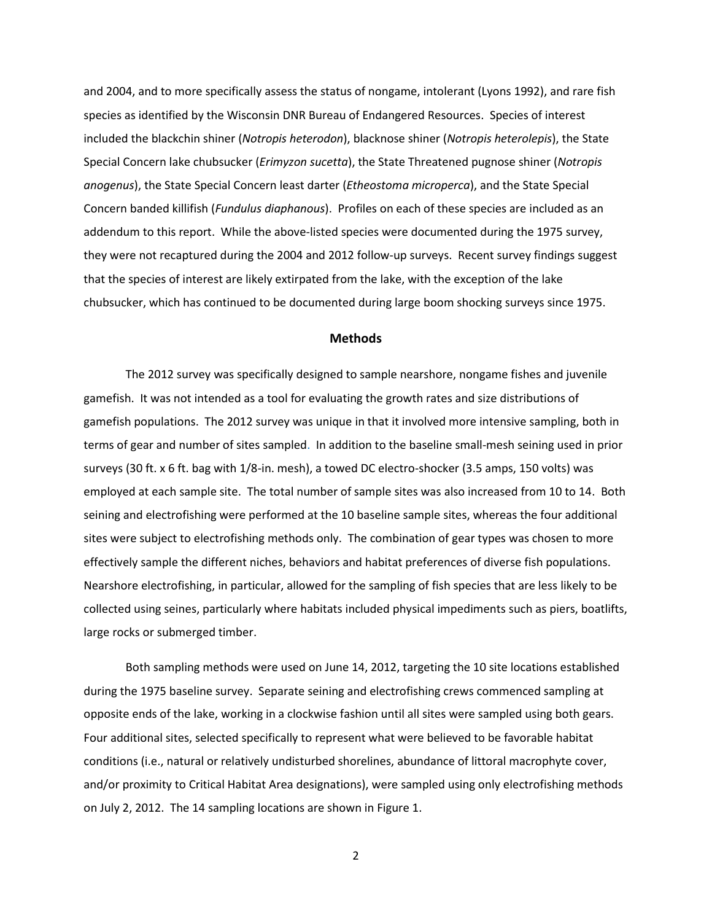and 2004, and to more specifically assess the status of nongame, intolerant (Lyons 1992), and rare fish species as identified by the Wisconsin DNR Bureau of Endangered Resources. Species of interest included the blackchin shiner (*Notropis heterodon*), blacknose shiner (*Notropis heterolepis*), the State Special Concern lake chubsucker (*Erimyzon sucetta*), the State Threatened pugnose shiner (*Notropis anogenus*), the State Special Concern least darter (*Etheostoma microperca*), and the State Special Concern banded killifish (*Fundulus diaphanous*). Profiles on each of these species are included as an addendum to this report. While the above-listed species were documented during the 1975 survey, they were not recaptured during the 2004 and 2012 follow-up surveys. Recent survey findings suggest that the species of interest are likely extirpated from the lake, with the exception of the lake chubsucker, which has continued to be documented during large boom shocking surveys since 1975.

## Methods

The 2012 survey was specifically designed to sample nearshore, nongame fishes and juvenile gamefish. It was not intended as a tool for evaluating the growth rates and size distributions of gamefish populations. The 2012 survey was unique in that it involved more intensive sampling, both in terms of gear and number of sites sampled. In addition to the baseline small-mesh seining used in prior surveys (30 ft. x 6 ft. bag with 1/8-in. mesh), a towed DC electro-shocker (3.5 amps, 150 volts) was employed at each sample site. The total number of sample sites was also increased from 10 to 14. Both seining and electrofishing were performed at the 10 baseline sample sites, whereas the four additional sites were subject to electrofishing methods only. The combination of gear types was chosen to more effectively sample the different niches, behaviors and habitat preferences of diverse fish populations. Nearshore electrofishing, in particular, allowed for the sampling of fish species that are less likely to be collected using seines, particularly where habitats included physical impediments such as piers, boatlifts, large rocks or submerged timber.

Both sampling methods were used on June 14, 2012, targeting the 10 site locations established during the 1975 baseline survey. Separate seining and electrofishing crews commenced sampling at opposite ends of the lake, working in a clockwise fashion until all sites were sampled using both gears. Four additional sites, selected specifically to represent what were believed to be favorable habitat conditions (i.e., natural or relatively undisturbed shorelines, abundance of littoral macrophyte cover, and/or proximity to Critical Habitat Area designations), were sampled using only electrofishing methods on July 2, 2012. The 14 sampling locations are shown in Figure 1.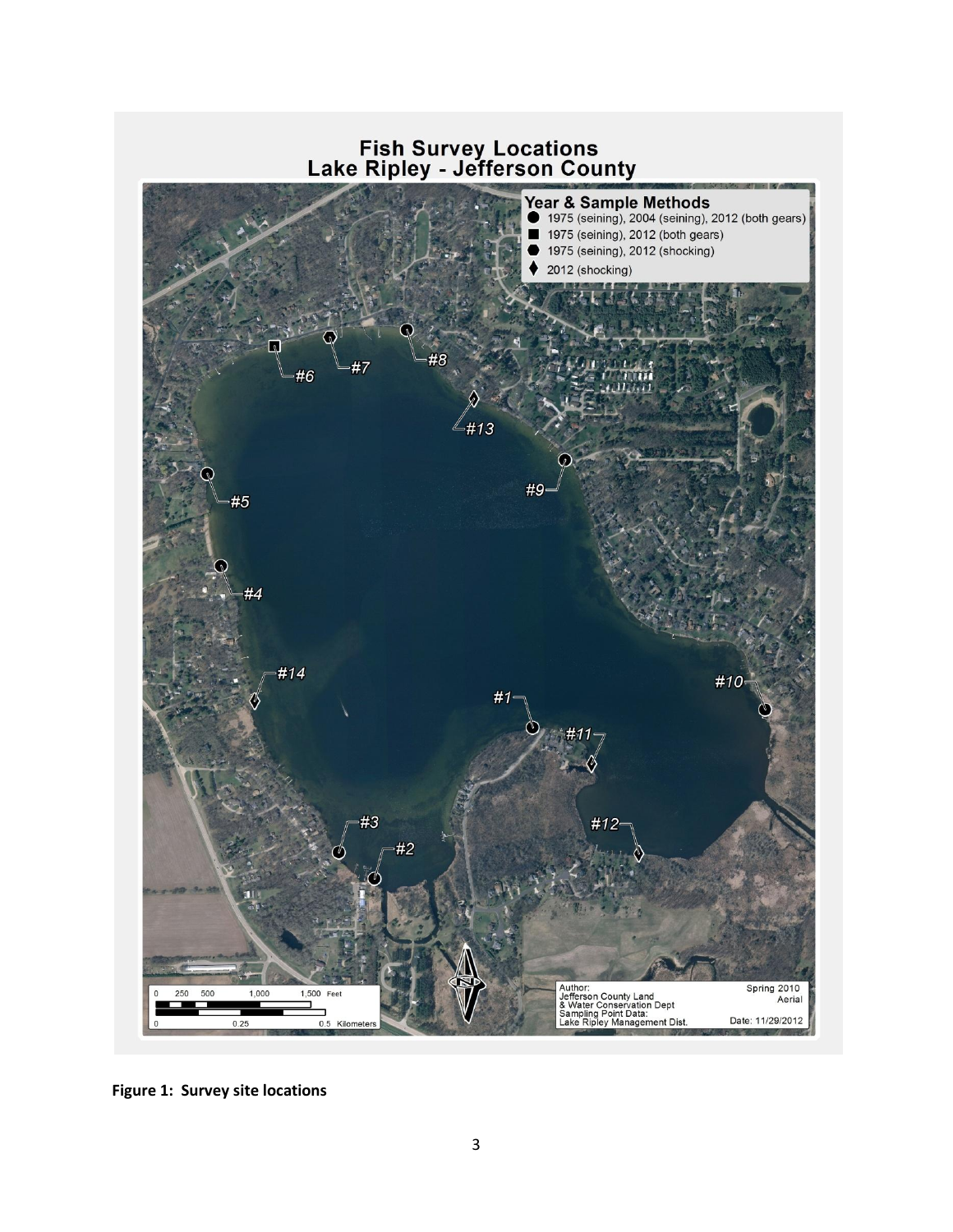# Fish Survey Locations
## Lake Ripley - Jefferson County

**Year & Sample Methods**

- ● 1975 (seining), 2004 (seining), 2012 (both gears)
- ■ 1975 (seining), 2012 (both gears)
- ⬢ 1975 (seining), 2012 (shocking)
- ♦ 2012 (shocking)

#1, #2, #3, #4, #5, #6, #7, #8, #9, #10, #11, #12, #13, #14

0 250 500 1,000 1,500 Feet

0 0.25 0.5 Kilometers

Author:
Jefferson County Land
& Water Conservation Dept
Sampling Point Data:
Lake Ripley Management Dist.

Spring 2010
Aerial

Date: 11/29/2012

**Figure 1: Survey site locations**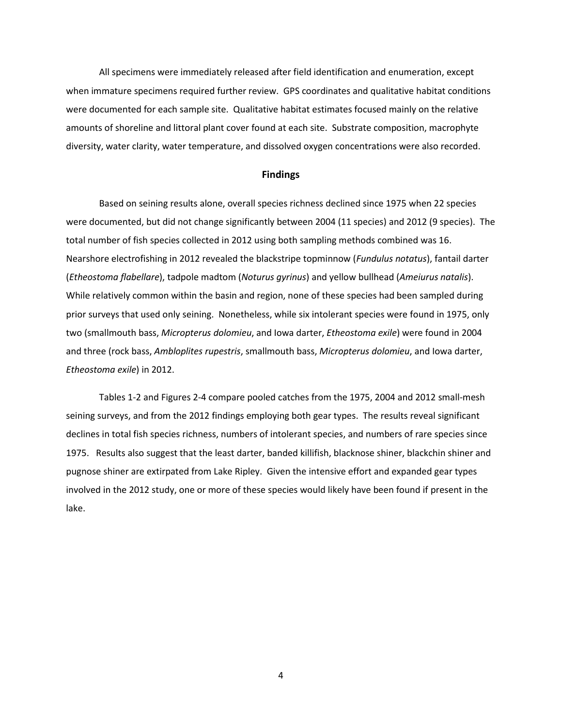All specimens were immediately released after field identification and enumeration, except when immature specimens required further review. GPS coordinates and qualitative habitat conditions were documented for each sample site. Qualitative habitat estimates focused mainly on the relative amounts of shoreline and littoral plant cover found at each site. Substrate composition, macrophyte diversity, water clarity, water temperature, and dissolved oxygen concentrations were also recorded.

## Findings

Based on seining results alone, overall species richness declined since 1975 when 22 species were documented, but did not change significantly between 2004 (11 species) and 2012 (9 species). The total number of fish species collected in 2012 using both sampling methods combined was 16. Nearshore electrofishing in 2012 revealed the blackstripe topminnow (*Fundulus notatus*), fantail darter (*Etheostoma flabellare*), tadpole madtom (*Noturus gyrinus*) and yellow bullhead (*Ameiurus natalis*). While relatively common within the basin and region, none of these species had been sampled during prior surveys that used only seining. Nonetheless, while six intolerant species were found in 1975, only two (smallmouth bass, *Micropterus dolomieu*, and Iowa darter, *Etheostoma exile*) were found in 2004 and three (rock bass, *Ambloplites rupestris*, smallmouth bass, *Micropterus dolomieu*, and Iowa darter, *Etheostoma exile*) in 2012.

Tables 1-2 and Figures 2-4 compare pooled catches from the 1975, 2004 and 2012 small-mesh seining surveys, and from the 2012 findings employing both gear types. The results reveal significant declines in total fish species richness, numbers of intolerant species, and numbers of rare species since 1975. Results also suggest that the least darter, banded killifish, blacknose shiner, blackchin shiner and pugnose shiner are extirpated from Lake Ripley. Given the intensive effort and expanded gear types involved in the 2012 study, one or more of these species would likely have been found if present in the lake.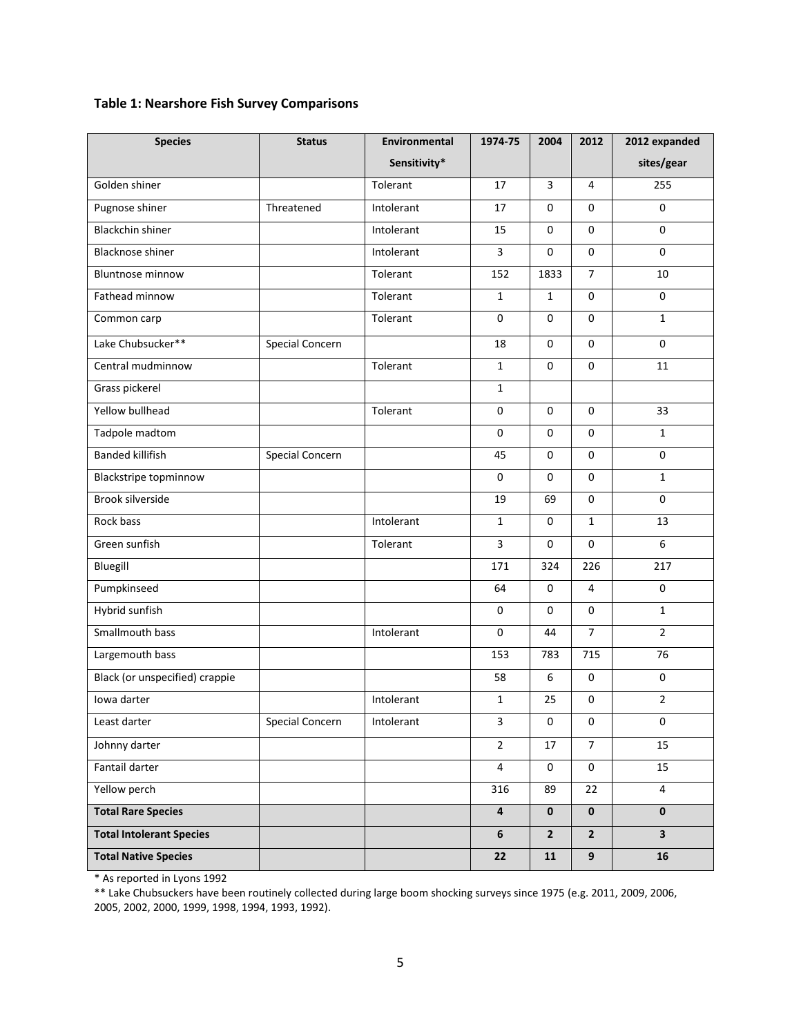**Table 1: Nearshore Fish Survey Comparisons**

| Species | Status | Environmental Sensitivity* | 1974-75 | 2004 | 2012 | 2012 expanded sites/gear |
|---|---|---|---|---|---|---|
| Golden shiner | | Tolerant | 17 | 3 | 4 | 255 |
| Pugnose shiner | Threatened | Intolerant | 17 | 0 | 0 | 0 |
| Blackchin shiner | | Intolerant | 15 | 0 | 0 | 0 |
| Blacknose shiner | | Intolerant | 3 | 0 | 0 | 0 |
| Bluntnose minnow | | Tolerant | 152 | 1833 | 7 | 10 |
| Fathead minnow | | Tolerant | 1 | 1 | 0 | 0 |
| Common carp | | Tolerant | 0 | 0 | 0 | 1 |
| Lake Chubsucker** | Special Concern | | 18 | 0 | 0 | 0 |
| Central mudminnow | | Tolerant | 1 | 0 | 0 | 11 |
| Grass pickerel | | | 1 | | | |
| Yellow bullhead | | Tolerant | 0 | 0 | 0 | 33 |
| Tadpole madtom | | | 0 | 0 | 0 | 1 |
| Banded killifish | Special Concern | | 45 | 0 | 0 | 0 |
| Blackstripe topminnow | | | 0 | 0 | 0 | 1 |
| Brook silverside | | | 19 | 69 | 0 | 0 |
| Rock bass | | Intolerant | 1 | 0 | 1 | 13 |
| Green sunfish | | Tolerant | 3 | 0 | 0 | 6 |
| Bluegill | | | 171 | 324 | 226 | 217 |
| Pumpkinseed | | | 64 | 0 | 4 | 0 |
| Hybrid sunfish | | | 0 | 0 | 0 | 1 |
| Smallmouth bass | | Intolerant | 0 | 44 | 7 | 2 |
| Largemouth bass | | | 153 | 783 | 715 | 76 |
| Black (or unspecified) crappie | | | 58 | 6 | 0 | 0 |
| Iowa darter | | Intolerant | 1 | 25 | 0 | 2 |
| Least darter | Special Concern | Intolerant | 3 | 0 | 0 | 0 |
| Johnny darter | | | 2 | 17 | 7 | 15 |
| Fantail darter | | | 4 | 0 | 0 | 15 |
| Yellow perch | | | 316 | 89 | 22 | 4 |
| **Total Rare Species** | | | **4** | **0** | **0** | **0** |
| **Total Intolerant Species** | | | **6** | **2** | **2** | **3** |
| **Total Native Species** | | | **22** | **11** | **9** | **16** |

* As reported in Lyons 1992

** Lake Chubsuckers have been routinely collected during large boom shocking surveys since 1975 (e.g. 2011, 2009, 2006, 2005, 2002, 2000, 1999, 1998, 1994, 1993, 1992).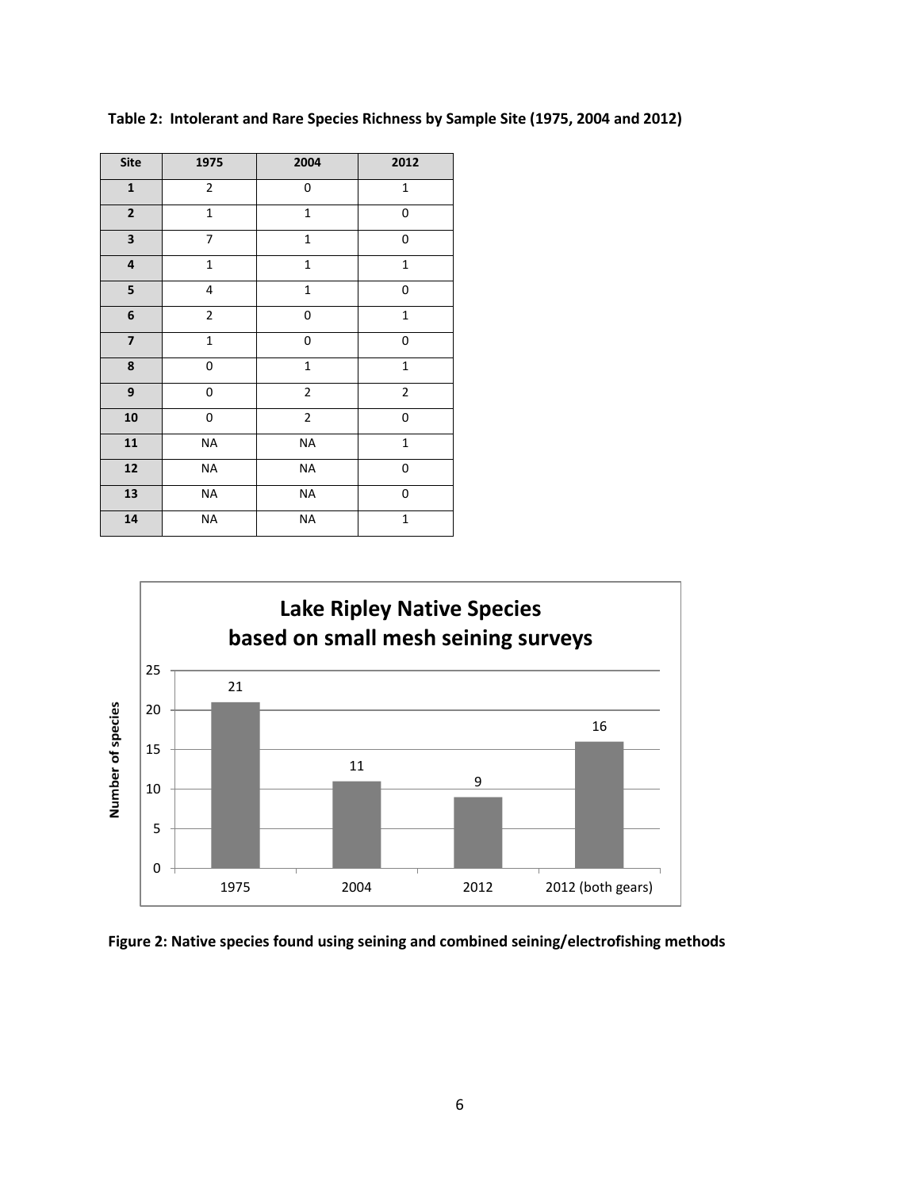**Table 2: Intolerant and Rare Species Richness by Sample Site (1975, 2004 and 2012)**

| Site | 1975 | 2004 | 2012 |
|---|---|---|---|
| **1** | 2 | 0 | 1 |
| **2** | 1 | 1 | 0 |
| **3** | 7 | 1 | 0 |
| **4** | 1 | 1 | 1 |
| **5** | 4 | 1 | 0 |
| **6** | 2 | 0 | 1 |
| **7** | 1 | 0 | 0 |
| **8** | 0 | 1 | 1 |
| **9** | 0 | 2 | 2 |
| **10** | 0 | 2 | 0 |
| **11** | NA | NA | 1 |
| **12** | NA | NA | 0 |
| **13** | NA | NA | 0 |
| **14** | NA | NA | 1 |

**Lake Ripley Native Species based on small mesh seining surveys**

| | 1975 | 2004 | 2012 | 2012 (both gears) |
|---|---|---|---|---|
| Number of species | 21 | 11 | 9 | 16 |

**Figure 2: Native species found using seining and combined seining/electrofishing methods**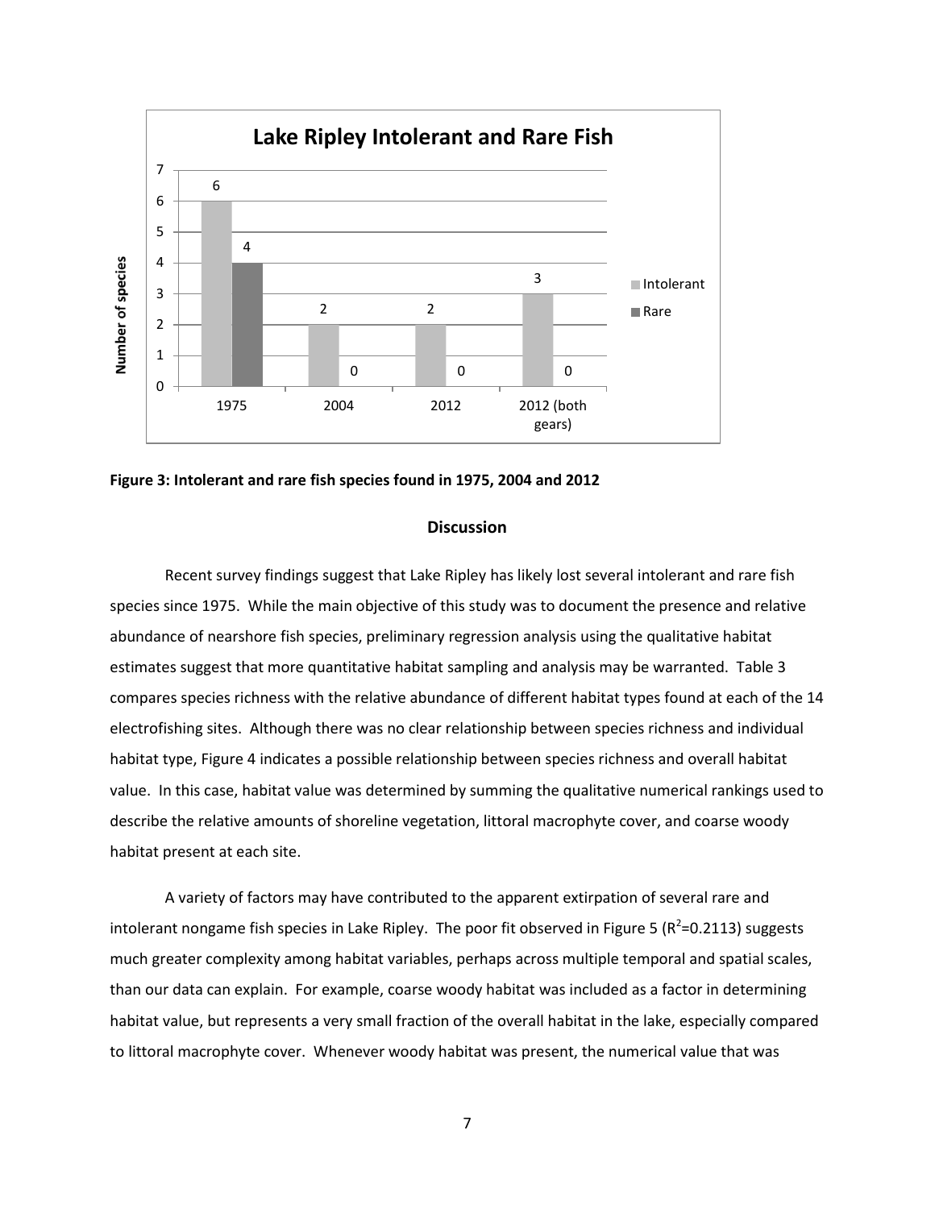**Figure 3: Intolerant and rare fish species found in 1975, 2004 and 2012**

## Discussion

Recent survey findings suggest that Lake Ripley has likely lost several intolerant and rare fish species since 1975. While the main objective of this study was to document the presence and relative abundance of nearshore fish species, preliminary regression analysis using the qualitative habitat estimates suggest that more quantitative habitat sampling and analysis may be warranted. Table 3 compares species richness with the relative abundance of different habitat types found at each of the 14 electrofishing sites. Although there was no clear relationship between species richness and individual habitat type, Figure 4 indicates a possible relationship between species richness and overall habitat value. In this case, habitat value was determined by summing the qualitative numerical rankings used to describe the relative amounts of shoreline vegetation, littoral macrophyte cover, and coarse woody habitat present at each site.

A variety of factors may have contributed to the apparent extirpation of several rare and intolerant nongame fish species in Lake Ripley. The poor fit observed in Figure 5 ($R^2$=0.2113) suggests much greater complexity among habitat variables, perhaps across multiple temporal and spatial scales, than our data can explain. For example, coarse woody habitat was included as a factor in determining habitat value, but represents a very small fraction of the overall habitat in the lake, especially compared to littoral macrophyte cover. Whenever woody habitat was present, the numerical value that was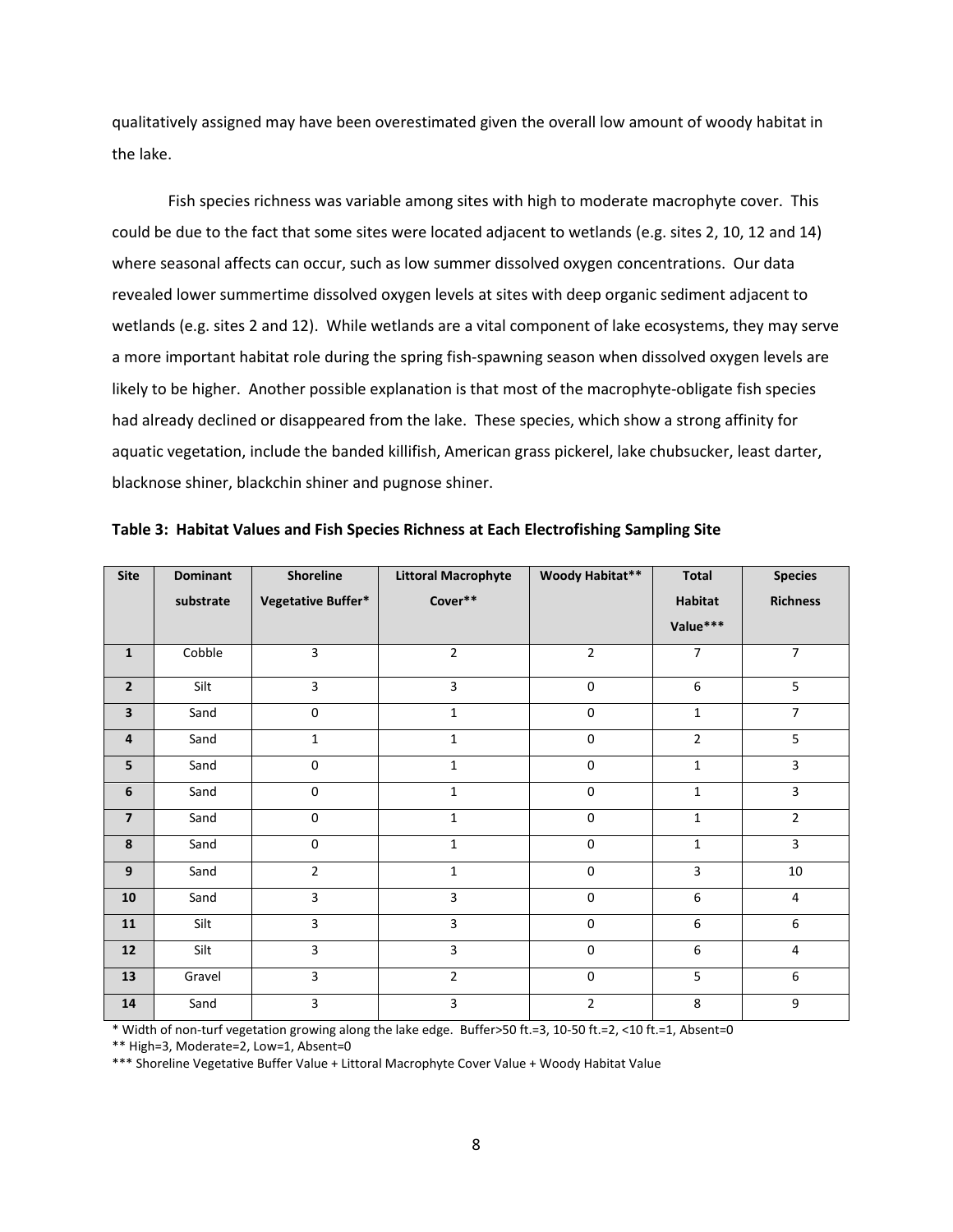qualitatively assigned may have been overestimated given the overall low amount of woody habitat in the lake.

Fish species richness was variable among sites with high to moderate macrophyte cover. This could be due to the fact that some sites were located adjacent to wetlands (e.g. sites 2, 10, 12 and 14) where seasonal affects can occur, such as low summer dissolved oxygen concentrations. Our data revealed lower summertime dissolved oxygen levels at sites with deep organic sediment adjacent to wetlands (e.g. sites 2 and 12). While wetlands are a vital component of lake ecosystems, they may serve a more important habitat role during the spring fish-spawning season when dissolved oxygen levels are likely to be higher. Another possible explanation is that most of the macrophyte-obligate fish species had already declined or disappeared from the lake. These species, which show a strong affinity for aquatic vegetation, include the banded killifish, American grass pickerel, lake chubsucker, least darter, blacknose shiner, blackchin shiner and pugnose shiner.

**Table 3: Habitat Values and Fish Species Richness at Each Electrofishing Sampling Site**

| Site | Dominant substrate | Shoreline Vegetative Buffer* | Littoral Macrophyte Cover** | Woody Habitat** | Total Habitat Value*** | Species Richness |
|---|---|---|---|---|---|---|
| 1 | Cobble | 3 | 2 | 2 | 7 | 7 |
| 2 | Silt | 3 | 3 | 0 | 6 | 5 |
| 3 | Sand | 0 | 1 | 0 | 1 | 7 |
| 4 | Sand | 1 | 1 | 0 | 2 | 5 |
| 5 | Sand | 0 | 1 | 0 | 1 | 3 |
| 6 | Sand | 0 | 1 | 0 | 1 | 3 |
| 7 | Sand | 0 | 1 | 0 | 1 | 2 |
| 8 | Sand | 0 | 1 | 0 | 1 | 3 |
| 9 | Sand | 2 | 1 | 0 | 3 | 10 |
| 10 | Sand | 3 | 3 | 0 | 6 | 4 |
| 11 | Silt | 3 | 3 | 0 | 6 | 6 |
| 12 | Silt | 3 | 3 | 0 | 6 | 4 |
| 13 | Gravel | 3 | 2 | 0 | 5 | 6 |
| 14 | Sand | 3 | 3 | 2 | 8 | 9 |

* Width of non-turf vegetation growing along the lake edge. Buffer>50 ft.=3, 10-50 ft.=2, <10 ft.=1, Absent=0

** High=3, Moderate=2, Low=1, Absent=0

*** Shoreline Vegetative Buffer Value + Littoral Macrophyte Cover Value + Woody Habitat Value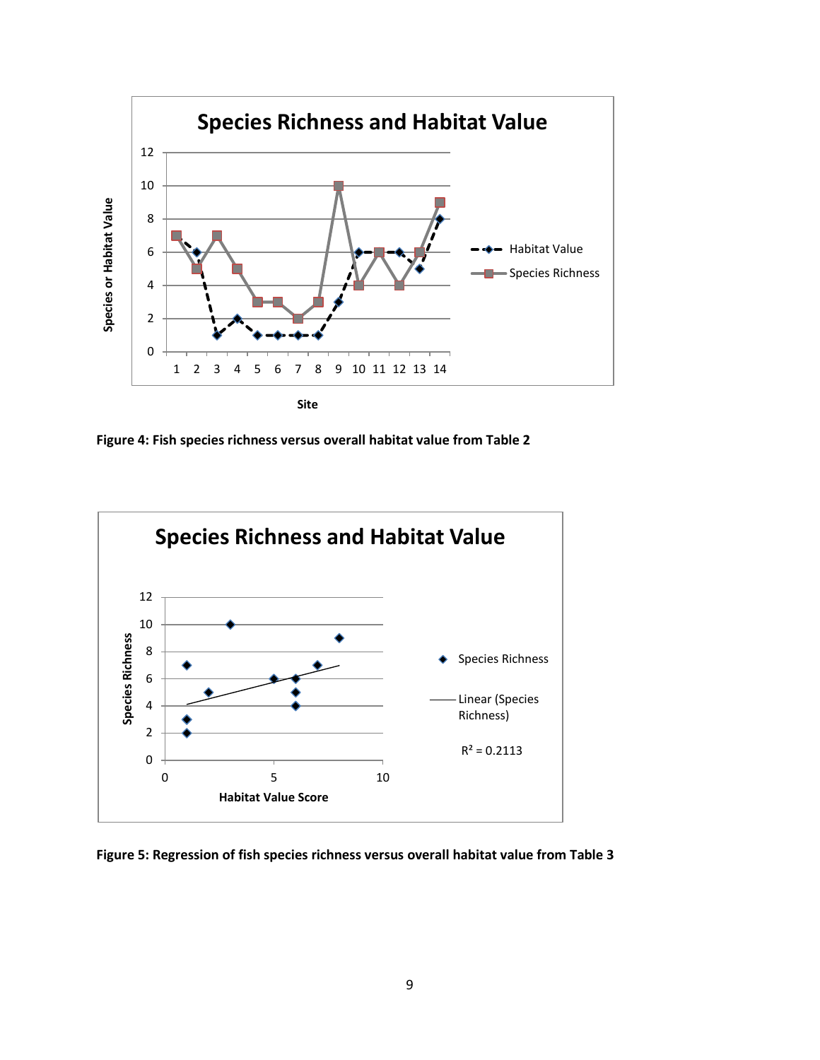**Figure 4: Fish species richness versus overall habitat value from Table 2**

**Figure 5: Regression of fish species richness versus overall habitat value from Table 3**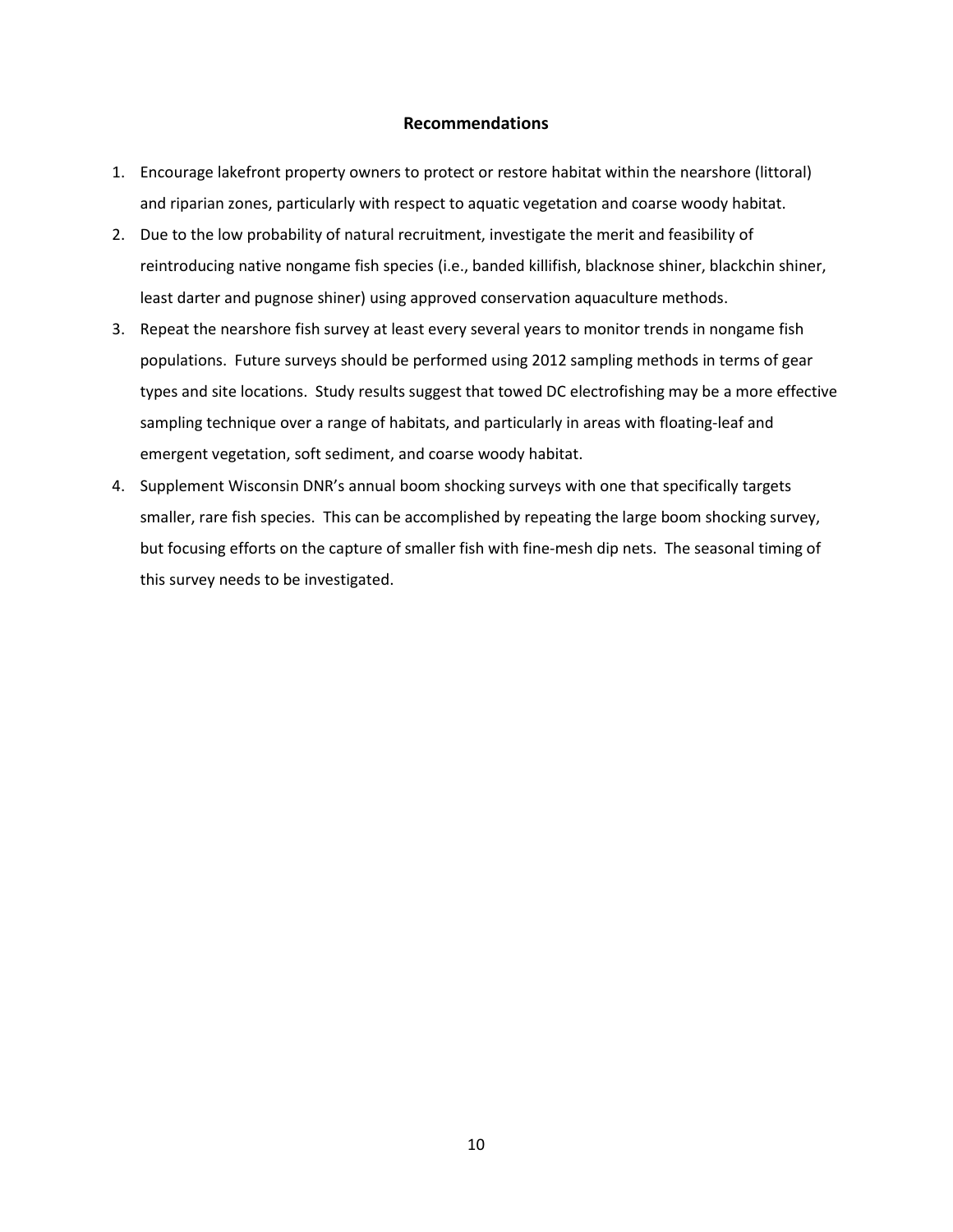## Recommendations

1. Encourage lakefront property owners to protect or restore habitat within the nearshore (littoral) and riparian zones, particularly with respect to aquatic vegetation and coarse woody habitat.
2. Due to the low probability of natural recruitment, investigate the merit and feasibility of reintroducing native nongame fish species (i.e., banded killifish, blacknose shiner, blackchin shiner, least darter and pugnose shiner) using approved conservation aquaculture methods.
3. Repeat the nearshore fish survey at least every several years to monitor trends in nongame fish populations. Future surveys should be performed using 2012 sampling methods in terms of gear types and site locations. Study results suggest that towed DC electrofishing may be a more effective sampling technique over a range of habitats, and particularly in areas with floating-leaf and emergent vegetation, soft sediment, and coarse woody habitat.
4. Supplement Wisconsin DNR's annual boom shocking surveys with one that specifically targets smaller, rare fish species. This can be accomplished by repeating the large boom shocking survey, but focusing efforts on the capture of smaller fish with fine-mesh dip nets. The seasonal timing of this survey needs to be investigated.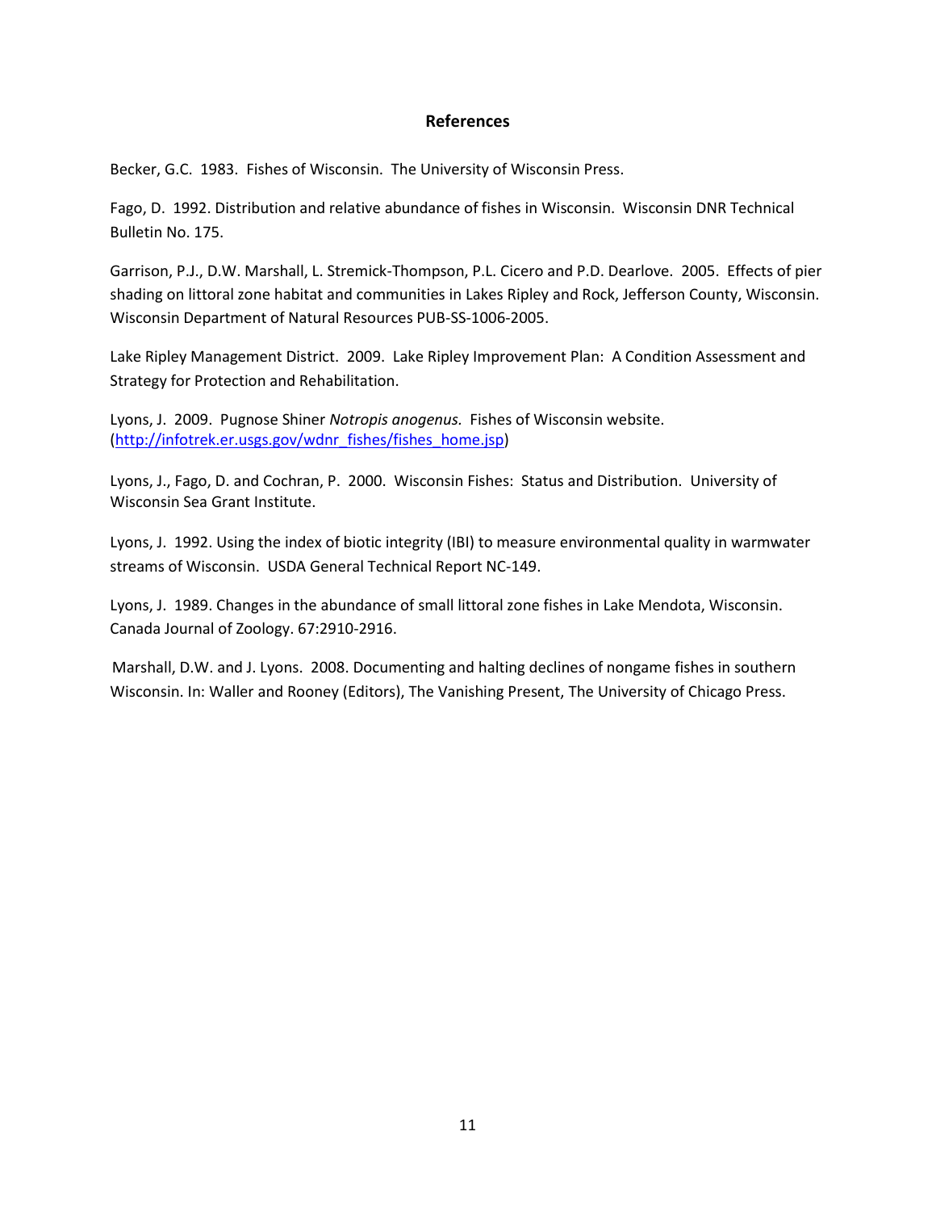## References

Becker, G.C. 1983. Fishes of Wisconsin. The University of Wisconsin Press.

Fago, D. 1992. Distribution and relative abundance of fishes in Wisconsin. Wisconsin DNR Technical Bulletin No. 175.

Garrison, P.J., D.W. Marshall, L. Stremick-Thompson, P.L. Cicero and P.D. Dearlove. 2005. Effects of pier shading on littoral zone habitat and communities in Lakes Ripley and Rock, Jefferson County, Wisconsin. Wisconsin Department of Natural Resources PUB-SS-1006-2005.

Lake Ripley Management District. 2009. Lake Ripley Improvement Plan: A Condition Assessment and Strategy for Protection and Rehabilitation.

Lyons, J. 2009. Pugnose Shiner *Notropis anogenus.* Fishes of Wisconsin website. (http://infotrek.er.usgs.gov/wdnr_fishes/fishes_home.jsp)

Lyons, J., Fago, D. and Cochran, P. 2000. Wisconsin Fishes: Status and Distribution. University of Wisconsin Sea Grant Institute.

Lyons, J. 1992. Using the index of biotic integrity (IBI) to measure environmental quality in warmwater streams of Wisconsin. USDA General Technical Report NC-149.

Lyons, J. 1989. Changes in the abundance of small littoral zone fishes in Lake Mendota, Wisconsin. Canada Journal of Zoology. 67:2910-2916.

Marshall, D.W. and J. Lyons. 2008. Documenting and halting declines of nongame fishes in southern Wisconsin. In: Waller and Rooney (Editors), The Vanishing Present, The University of Chicago Press.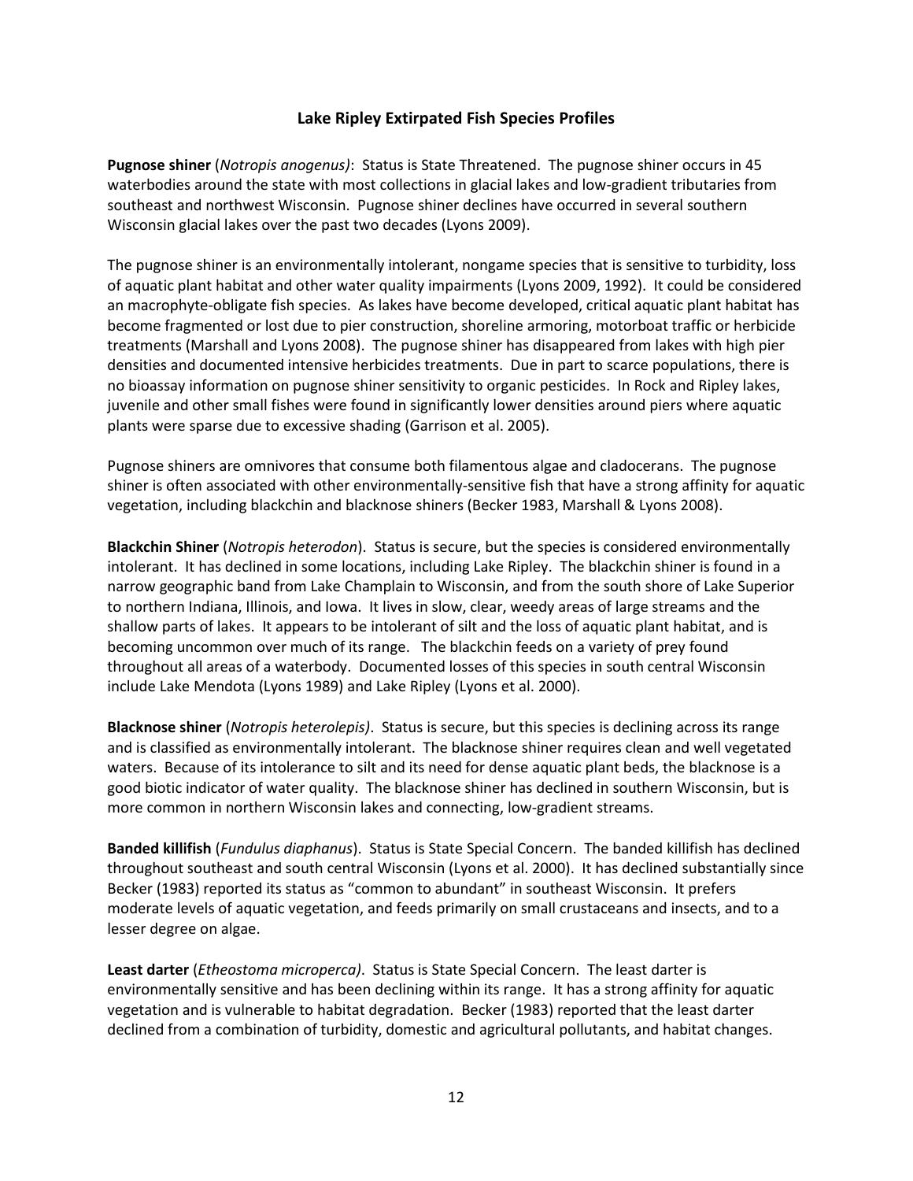## Lake Ripley Extirpated Fish Species Profiles

**Pugnose shiner** (*Notropis anogenus)*: Status is State Threatened. The pugnose shiner occurs in 45 waterbodies around the state with most collections in glacial lakes and low-gradient tributaries from southeast and northwest Wisconsin. Pugnose shiner declines have occurred in several southern Wisconsin glacial lakes over the past two decades (Lyons 2009).

The pugnose shiner is an environmentally intolerant, nongame species that is sensitive to turbidity, loss of aquatic plant habitat and other water quality impairments (Lyons 2009, 1992). It could be considered an macrophyte-obligate fish species. As lakes have become developed, critical aquatic plant habitat has become fragmented or lost due to pier construction, shoreline armoring, motorboat traffic or herbicide treatments (Marshall and Lyons 2008). The pugnose shiner has disappeared from lakes with high pier densities and documented intensive herbicides treatments. Due in part to scarce populations, there is no bioassay information on pugnose shiner sensitivity to organic pesticides. In Rock and Ripley lakes, juvenile and other small fishes were found in significantly lower densities around piers where aquatic plants were sparse due to excessive shading (Garrison et al. 2005).

Pugnose shiners are omnivores that consume both filamentous algae and cladocerans. The pugnose shiner is often associated with other environmentally-sensitive fish that have a strong affinity for aquatic vegetation, including blackchin and blacknose shiners (Becker 1983, Marshall & Lyons 2008).

**Blackchin Shiner** (*Notropis heterodon*). Status is secure, but the species is considered environmentally intolerant. It has declined in some locations, including Lake Ripley. The blackchin shiner is found in a narrow geographic band from Lake Champlain to Wisconsin, and from the south shore of Lake Superior to northern Indiana, Illinois, and Iowa. It lives in slow, clear, weedy areas of large streams and the shallow parts of lakes. It appears to be intolerant of silt and the loss of aquatic plant habitat, and is becoming uncommon over much of its range. The blackchin feeds on a variety of prey found throughout all areas of a waterbody. Documented losses of this species in south central Wisconsin include Lake Mendota (Lyons 1989) and Lake Ripley (Lyons et al. 2000).

**Blacknose shiner** (*Notropis heterolepis)*. Status is secure, but this species is declining across its range and is classified as environmentally intolerant. The blacknose shiner requires clean and well vegetated waters. Because of its intolerance to silt and its need for dense aquatic plant beds, the blacknose is a good biotic indicator of water quality. The blacknose shiner has declined in southern Wisconsin, but is more common in northern Wisconsin lakes and connecting, low-gradient streams.

**Banded killifish** (*Fundulus diaphanus*). Status is State Special Concern. The banded killifish has declined throughout southeast and south central Wisconsin (Lyons et al. 2000). It has declined substantially since Becker (1983) reported its status as "common to abundant" in southeast Wisconsin. It prefers moderate levels of aquatic vegetation, and feeds primarily on small crustaceans and insects, and to a lesser degree on algae.

**Least darter** (*Etheostoma microperca)*. Status is State Special Concern. The least darter is environmentally sensitive and has been declining within its range. It has a strong affinity for aquatic vegetation and is vulnerable to habitat degradation. Becker (1983) reported that the least darter declined from a combination of turbidity, domestic and agricultural pollutants, and habitat changes.